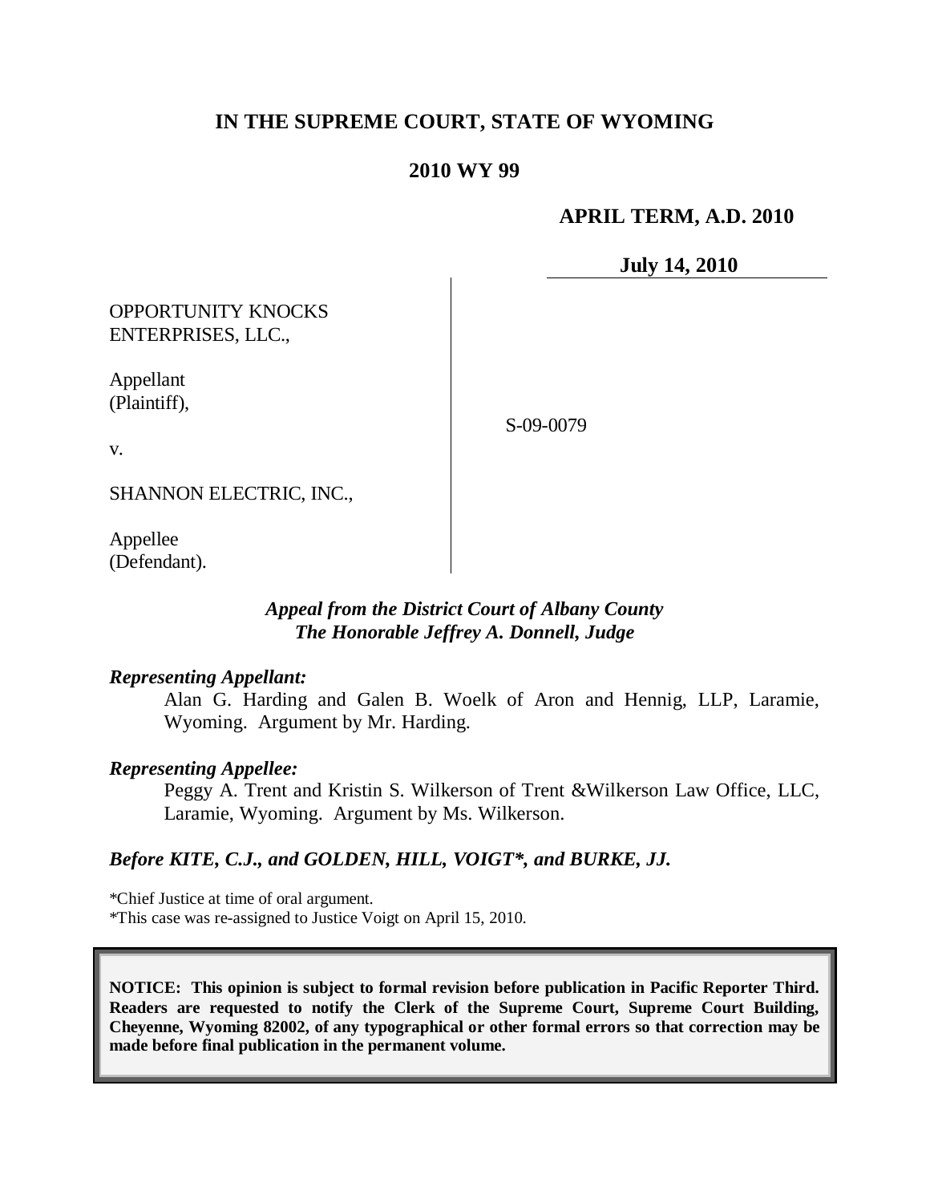# IN THE SUPREME COURT, STATE OF WYOMING

## 2010 WY 99

**APRIL TERM, A.D. 2010**

**July 14, 2010**

OPPORTUNITY KNOCKS ENTERPRISES, LLC.,

Appellant (Plaintiff),

v.

SHANNON ELECTRIC, INC.,

Appellee (Defendant).

S-09-0079

***Appeal from the District Court of Albany County***
***The Honorable Jeffrey A. Donnell, Judge***

***Representing Appellant:***

Alan G. Harding and Galen B. Woelk of Aron and Hennig, LLP, Laramie, Wyoming. Argument by Mr. Harding.

***Representing Appellee:***

Peggy A. Trent and Kristin S. Wilkerson of Trent &Wilkerson Law Office, LLC, Laramie, Wyoming. Argument by Ms. Wilkerson.

***Before KITE, C.J., and GOLDEN, HILL, VOIGT\*, and BURKE, JJ.***

\*Chief Justice at time of oral argument.
\*This case was re-assigned to Justice Voigt on April 15, 2010.

**NOTICE: This opinion is subject to formal revision before publication in Pacific Reporter Third. Readers are requested to notify the Clerk of the Supreme Court, Supreme Court Building, Cheyenne, Wyoming 82002, of any typographical or other formal errors so that correction may be made before final publication in the permanent volume.**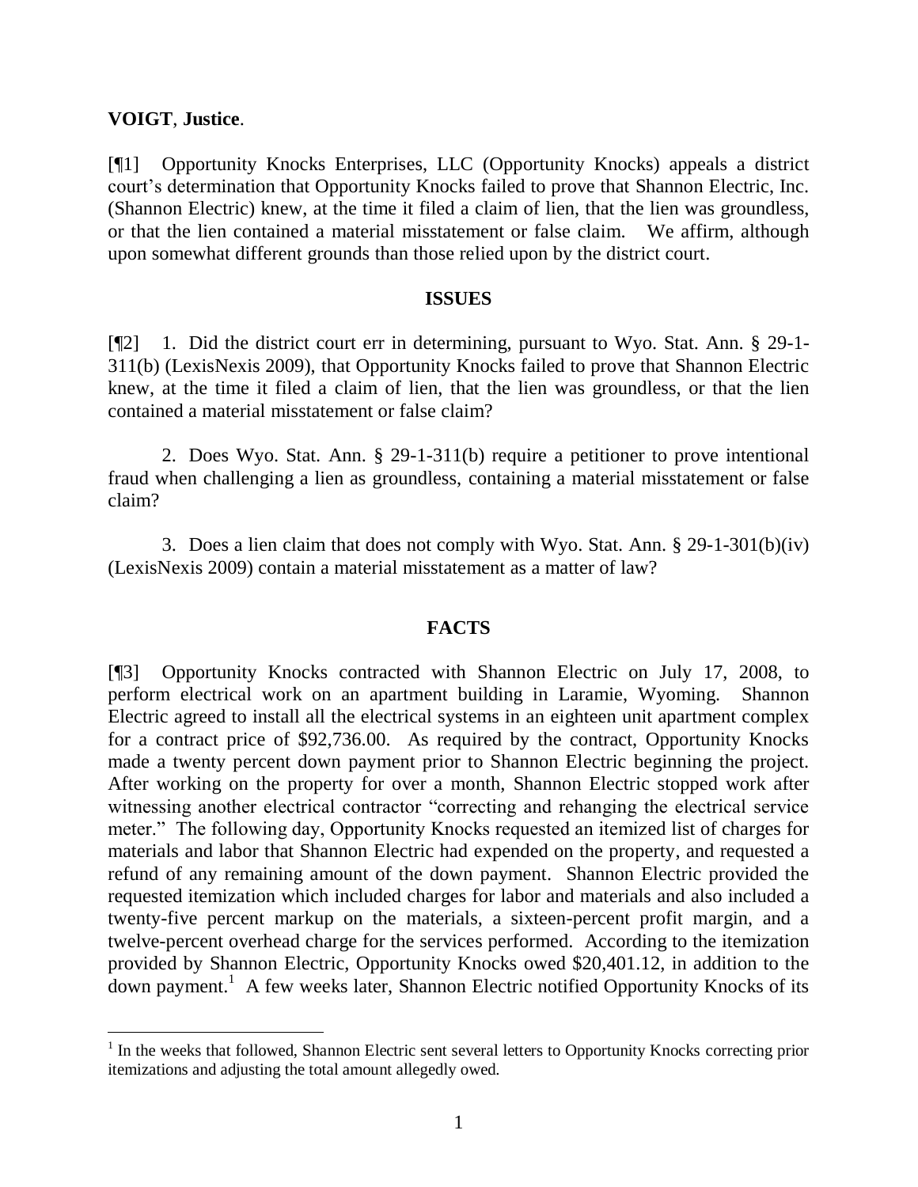**VOIGT**, **Justice**.

[¶1] Opportunity Knocks Enterprises, LLC (Opportunity Knocks) appeals a district court's determination that Opportunity Knocks failed to prove that Shannon Electric, Inc. (Shannon Electric) knew, at the time it filed a claim of lien, that the lien was groundless, or that the lien contained a material misstatement or false claim. We affirm, although upon somewhat different grounds than those relied upon by the district court.

## ISSUES

[¶2] 1. Did the district court err in determining, pursuant to Wyo. Stat. Ann. § 29-1-311(b) (LexisNexis 2009), that Opportunity Knocks failed to prove that Shannon Electric knew, at the time it filed a claim of lien, that the lien was groundless, or that the lien contained a material misstatement or false claim?

2. Does Wyo. Stat. Ann. § 29-1-311(b) require a petitioner to prove intentional fraud when challenging a lien as groundless, containing a material misstatement or false claim?

3. Does a lien claim that does not comply with Wyo. Stat. Ann. § 29-1-301(b)(iv) (LexisNexis 2009) contain a material misstatement as a matter of law?

## FACTS

[¶3] Opportunity Knocks contracted with Shannon Electric on July 17, 2008, to perform electrical work on an apartment building in Laramie, Wyoming. Shannon Electric agreed to install all the electrical systems in an eighteen unit apartment complex for a contract price of $92,736.00. As required by the contract, Opportunity Knocks made a twenty percent down payment prior to Shannon Electric beginning the project. After working on the property for over a month, Shannon Electric stopped work after witnessing another electrical contractor "correcting and rehanging the electrical service meter." The following day, Opportunity Knocks requested an itemized list of charges for materials and labor that Shannon Electric had expended on the property, and requested a refund of any remaining amount of the down payment. Shannon Electric provided the requested itemization which included charges for labor and materials and also included a twenty-five percent markup on the materials, a sixteen-percent profit margin, and a twelve-percent overhead charge for the services performed. According to the itemization provided by Shannon Electric, Opportunity Knocks owed $20,401.12, in addition to the down payment.[1] A few weeks later, Shannon Electric notified Opportunity Knocks of its

[1] In the weeks that followed, Shannon Electric sent several letters to Opportunity Knocks correcting prior itemizations and adjusting the total amount allegedly owed.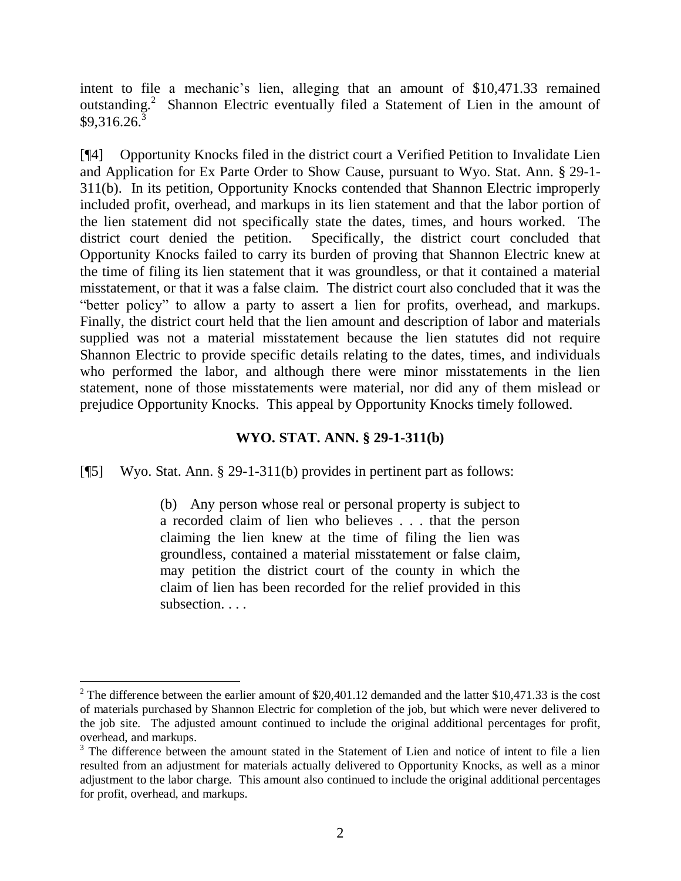intent to file a mechanic's lien, alleging that an amount of $10,471.33 remained outstanding.[2] Shannon Electric eventually filed a Statement of Lien in the amount of $9,316.26.[3]

[¶4] Opportunity Knocks filed in the district court a Verified Petition to Invalidate Lien and Application for Ex Parte Order to Show Cause, pursuant to Wyo. Stat. Ann. § 29-1-311(b). In its petition, Opportunity Knocks contended that Shannon Electric improperly included profit, overhead, and markups in its lien statement and that the labor portion of the lien statement did not specifically state the dates, times, and hours worked. The district court denied the petition. Specifically, the district court concluded that Opportunity Knocks failed to carry its burden of proving that Shannon Electric knew at the time of filing its lien statement that it was groundless, or that it contained a material misstatement, or that it was a false claim. The district court also concluded that it was the "better policy" to allow a party to assert a lien for profits, overhead, and markups. Finally, the district court held that the lien amount and description of labor and materials supplied was not a material misstatement because the lien statutes did not require Shannon Electric to provide specific details relating to the dates, times, and individuals who performed the labor, and although there were minor misstatements in the lien statement, none of those misstatements were material, nor did any of them mislead or prejudice Opportunity Knocks. This appeal by Opportunity Knocks timely followed.

## WYO. STAT. ANN. § 29-1-311(b)

[¶5] Wyo. Stat. Ann. § 29-1-311(b) provides in pertinent part as follows:

> (b) Any person whose real or personal property is subject to a recorded claim of lien who believes . . . that the person claiming the lien knew at the time of filing the lien was groundless, contained a material misstatement or false claim, may petition the district court of the county in which the claim of lien has been recorded for the relief provided in this subsection. . . .

---

[2] The difference between the earlier amount of $20,401.12 demanded and the latter $10,471.33 is the cost of materials purchased by Shannon Electric for completion of the job, but which were never delivered to the job site. The adjusted amount continued to include the original additional percentages for profit, overhead, and markups.

[3] The difference between the amount stated in the Statement of Lien and notice of intent to file a lien resulted from an adjustment for materials actually delivered to Opportunity Knocks, as well as a minor adjustment to the labor charge. This amount also continued to include the original additional percentages for profit, overhead, and markups.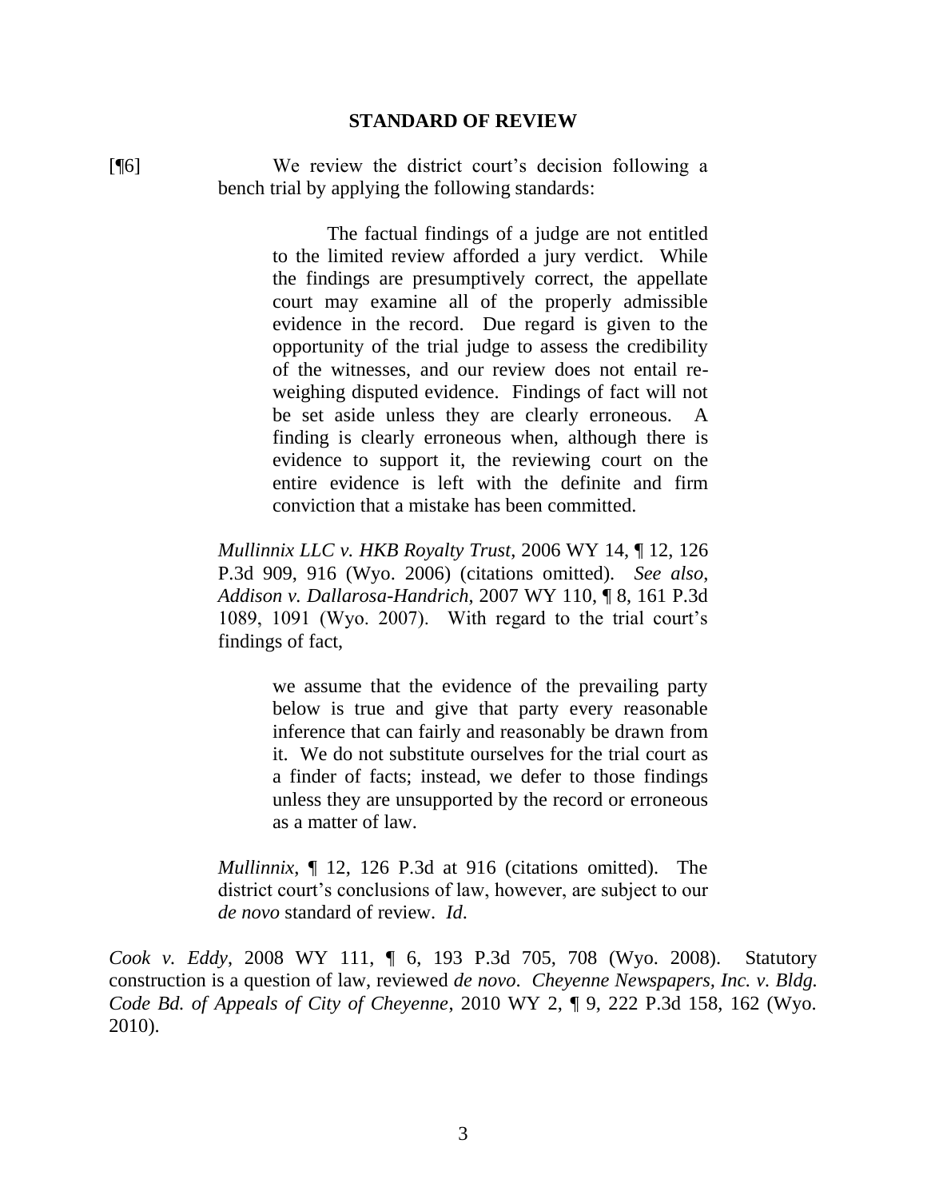## STANDARD OF REVIEW

[¶6] We review the district court's decision following a bench trial by applying the following standards:

> The factual findings of a judge are not entitled to the limited review afforded a jury verdict. While the findings are presumptively correct, the appellate court may examine all of the properly admissible evidence in the record. Due regard is given to the opportunity of the trial judge to assess the credibility of the witnesses, and our review does not entail re-weighing disputed evidence. Findings of fact will not be set aside unless they are clearly erroneous. A finding is clearly erroneous when, although there is evidence to support it, the reviewing court on the entire evidence is left with the definite and firm conviction that a mistake has been committed.
>
> *Mullinnix LLC v. HKB Royalty Trust*, 2006 WY 14, ¶ 12, 126 P.3d 909, 916 (Wyo. 2006) (citations omitted). *See also*, *Addison v. Dallarosa-Handrich*, 2007 WY 110, ¶ 8, 161 P.3d 1089, 1091 (Wyo. 2007). With regard to the trial court's findings of fact,
>
> > we assume that the evidence of the prevailing party below is true and give that party every reasonable inference that can fairly and reasonably be drawn from it. We do not substitute ourselves for the trial court as a finder of facts; instead, we defer to those findings unless they are unsupported by the record or erroneous as a matter of law.
>
> *Mullinnix*, ¶ 12, 126 P.3d at 916 (citations omitted). The district court's conclusions of law, however, are subject to our *de novo* standard of review. *Id*.

*Cook v. Eddy*, 2008 WY 111, ¶ 6, 193 P.3d 705, 708 (Wyo. 2008). Statutory construction is a question of law, reviewed *de novo*. *Cheyenne Newspapers, Inc. v. Bldg. Code Bd. of Appeals of City of Cheyenne*, 2010 WY 2, ¶ 9, 222 P.3d 158, 162 (Wyo. 2010).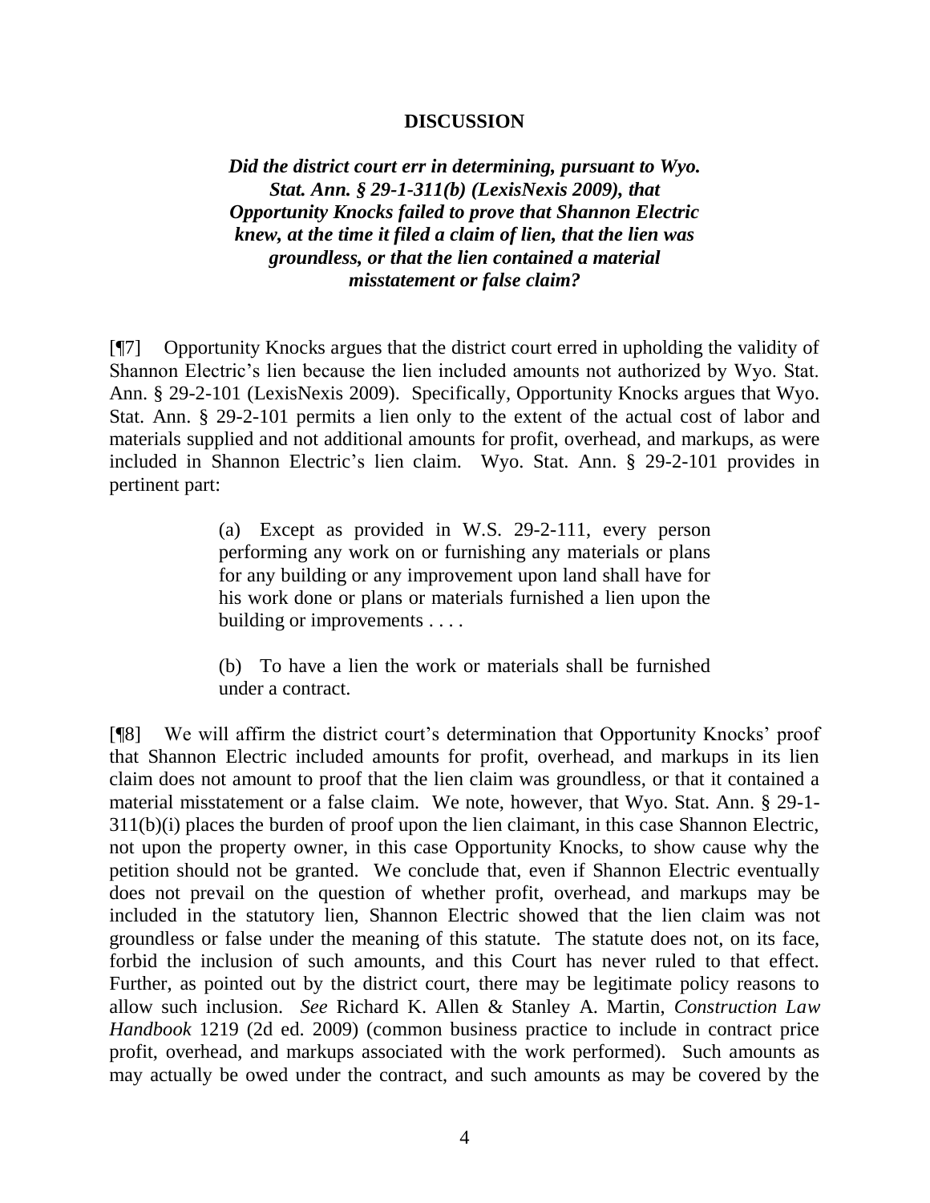## DISCUSSION

***Did the district court err in determining, pursuant to Wyo. Stat. Ann. § 29-1-311(b) (LexisNexis 2009), that Opportunity Knocks failed to prove that Shannon Electric knew, at the time it filed a claim of lien, that the lien was groundless, or that the lien contained a material misstatement or false claim?***

[¶7] Opportunity Knocks argues that the district court erred in upholding the validity of Shannon Electric's lien because the lien included amounts not authorized by Wyo. Stat. Ann. § 29-2-101 (LexisNexis 2009). Specifically, Opportunity Knocks argues that Wyo. Stat. Ann. § 29-2-101 permits a lien only to the extent of the actual cost of labor and materials supplied and not additional amounts for profit, overhead, and markups, as were included in Shannon Electric's lien claim. Wyo. Stat. Ann. § 29-2-101 provides in pertinent part:

> (a) Except as provided in W.S. 29-2-111, every person performing any work on or furnishing any materials or plans for any building or any improvement upon land shall have for his work done or plans or materials furnished a lien upon the building or improvements . . . .
>
> (b) To have a lien the work or materials shall be furnished under a contract.

[¶8] We will affirm the district court's determination that Opportunity Knocks' proof that Shannon Electric included amounts for profit, overhead, and markups in its lien claim does not amount to proof that the lien claim was groundless, or that it contained a material misstatement or a false claim. We note, however, that Wyo. Stat. Ann. § 29-1-311(b)(i) places the burden of proof upon the lien claimant, in this case Shannon Electric, not upon the property owner, in this case Opportunity Knocks, to show cause why the petition should not be granted. We conclude that, even if Shannon Electric eventually does not prevail on the question of whether profit, overhead, and markups may be included in the statutory lien, Shannon Electric showed that the lien claim was not groundless or false under the meaning of this statute. The statute does not, on its face, forbid the inclusion of such amounts, and this Court has never ruled to that effect. Further, as pointed out by the district court, there may be legitimate policy reasons to allow such inclusion. *See* Richard K. Allen & Stanley A. Martin, *Construction Law Handbook* 1219 (2d ed. 2009) (common business practice to include in contract price profit, overhead, and markups associated with the work performed). Such amounts as may actually be owed under the contract, and such amounts as may be covered by the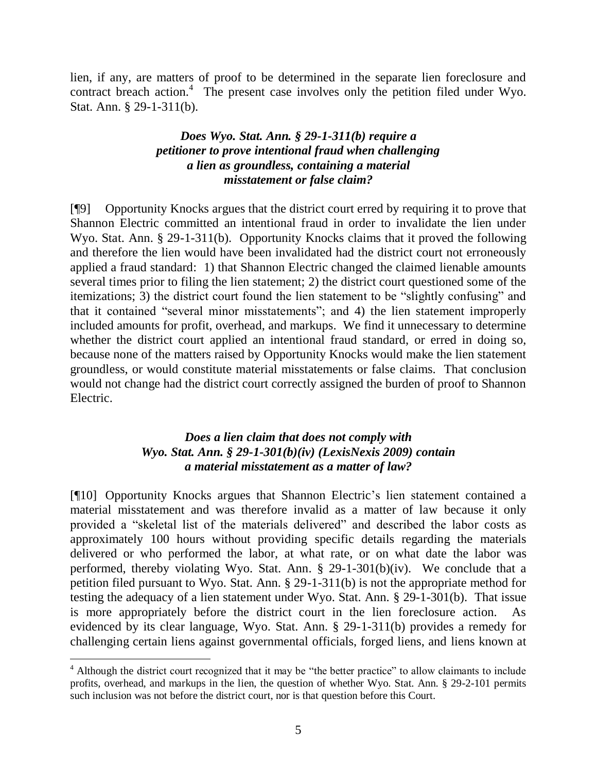lien, if any, are matters of proof to be determined in the separate lien foreclosure and contract breach action.[4] The present case involves only the petition filed under Wyo. Stat. Ann. § 29-1-311(b).

### *Does Wyo. Stat. Ann. § 29-1-311(b) require a petitioner to prove intentional fraud when challenging a lien as groundless, containing a material misstatement or false claim?*

[¶9] Opportunity Knocks argues that the district court erred by requiring it to prove that Shannon Electric committed an intentional fraud in order to invalidate the lien under Wyo. Stat. Ann. § 29-1-311(b). Opportunity Knocks claims that it proved the following and therefore the lien would have been invalidated had the district court not erroneously applied a fraud standard: 1) that Shannon Electric changed the claimed lienable amounts several times prior to filing the lien statement; 2) the district court questioned some of the itemizations; 3) the district court found the lien statement to be "slightly confusing" and that it contained "several minor misstatements"; and 4) the lien statement improperly included amounts for profit, overhead, and markups. We find it unnecessary to determine whether the district court applied an intentional fraud standard, or erred in doing so, because none of the matters raised by Opportunity Knocks would make the lien statement groundless, or would constitute material misstatements or false claims. That conclusion would not change had the district court correctly assigned the burden of proof to Shannon Electric.

### *Does a lien claim that does not comply with Wyo. Stat. Ann. § 29-1-301(b)(iv) (LexisNexis 2009) contain a material misstatement as a matter of law?*

[¶10] Opportunity Knocks argues that Shannon Electric's lien statement contained a material misstatement and was therefore invalid as a matter of law because it only provided a "skeletal list of the materials delivered" and described the labor costs as approximately 100 hours without providing specific details regarding the materials delivered or who performed the labor, at what rate, or on what date the labor was performed, thereby violating Wyo. Stat. Ann. § 29-1-301(b)(iv). We conclude that a petition filed pursuant to Wyo. Stat. Ann. § 29-1-311(b) is not the appropriate method for testing the adequacy of a lien statement under Wyo. Stat. Ann. § 29-1-301(b). That issue is more appropriately before the district court in the lien foreclosure action. As evidenced by its clear language, Wyo. Stat. Ann. § 29-1-311(b) provides a remedy for challenging certain liens against governmental officials, forged liens, and liens known at

---

[4] Although the district court recognized that it may be "the better practice" to allow claimants to include profits, overhead, and markups in the lien, the question of whether Wyo. Stat. Ann. § 29-2-101 permits such inclusion was not before the district court, nor is that question before this Court.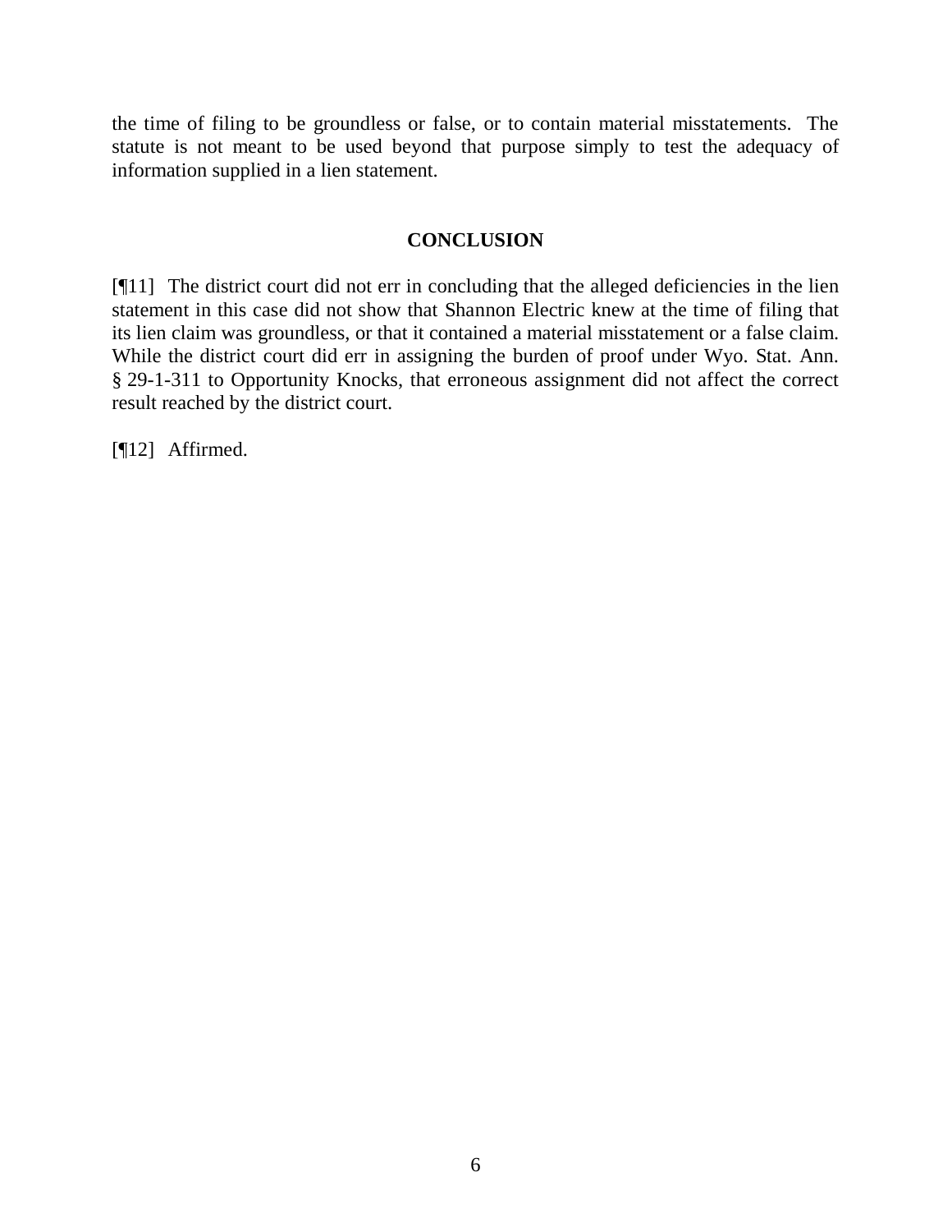the time of filing to be groundless or false, or to contain material misstatements. The statute is not meant to be used beyond that purpose simply to test the adequacy of information supplied in a lien statement.

## CONCLUSION

[¶11] The district court did not err in concluding that the alleged deficiencies in the lien statement in this case did not show that Shannon Electric knew at the time of filing that its lien claim was groundless, or that it contained a material misstatement or a false claim. While the district court did err in assigning the burden of proof under Wyo. Stat. Ann. § 29-1-311 to Opportunity Knocks, that erroneous assignment did not affect the correct result reached by the district court.

[¶12] Affirmed.